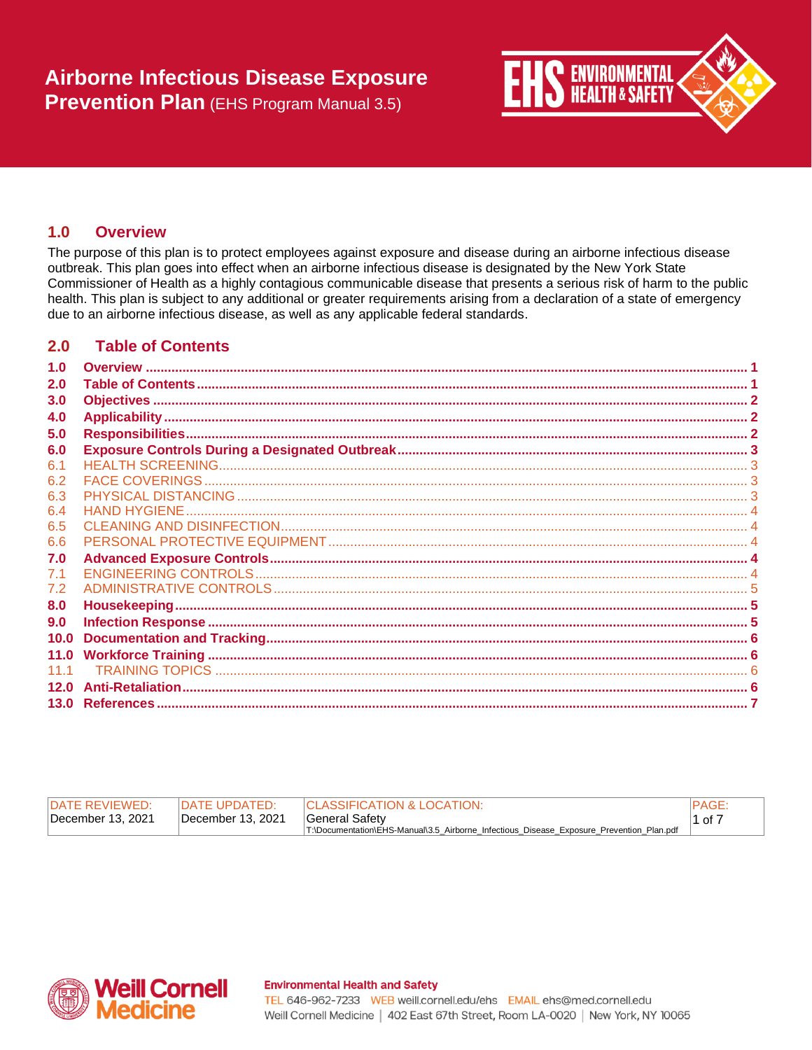# Airborne Infectious Disease Exposure Prevention Plan (EHS Program Manual 3.5)

## 1.0 Overview

The purpose of this plan is to protect employees against exposure and disease during an airborne infectious disease outbreak. This plan goes into effect when an airborne infectious disease is designated by the New York State Commissioner of Health as a highly contagious communicable disease that presents a serious risk of harm to the public health. This plan is subject to any additional or greater requirements arising from a declaration of a state of emergency due to an airborne infectious disease, as well as any applicable federal standards.

## 2.0 Table of Contents

- **1.0 Overview** ..... 1
- **2.0 Table of Contents** ..... 1
- **3.0 Objectives** ..... 2
- **4.0 Applicability** ..... 2
- **5.0 Responsibilities** ..... 2
- **6.0 Exposure Controls During a Designated Outbreak** ..... 3
  - 6.1 HEALTH SCREENING ..... 3
  - 6.2 FACE COVERINGS ..... 3
  - 6.3 PHYSICAL DISTANCING ..... 3
  - 6.4 HAND HYGIENE ..... 4
  - 6.5 CLEANING AND DISINFECTION ..... 4
  - 6.6 PERSONAL PROTECTIVE EQUIPMENT ..... 4
- **7.0 Advanced Exposure Controls** ..... 4
  - 7.1 ENGINEERING CONTROLS ..... 4
  - 7.2 ADMINISTRATIVE CONTROLS ..... 5
- **8.0 Housekeeping** ..... 5
- **9.0 Infection Response** ..... 5
- **10.0 Documentation and Tracking** ..... 6
- **11.0 Workforce Training** ..... 6
  - 11.1 TRAINING TOPICS ..... 6
- **12.0 Anti-Retaliation** ..... 6
- **13.0 References** ..... 7

| DATE REVIEWED: | DATE UPDATED: | CLASSIFICATION & LOCATION: |
|---|---|---|
| December 13, 2021 | December 13, 2021 | General Safety<br>T:\Documentation\EHS-Manual\3.5_Airborne_Infectious_Disease_Exposure_Prevention_Plan.pdf |

**Environmental Health and Safety**
TEL 646-962-7233 WEB weill.cornell.edu/ehs EMAIL ehs@med.cornell.edu
Weill Cornell Medicine | 402 East 67th Street, Room LA-0020 | New York, NY 10065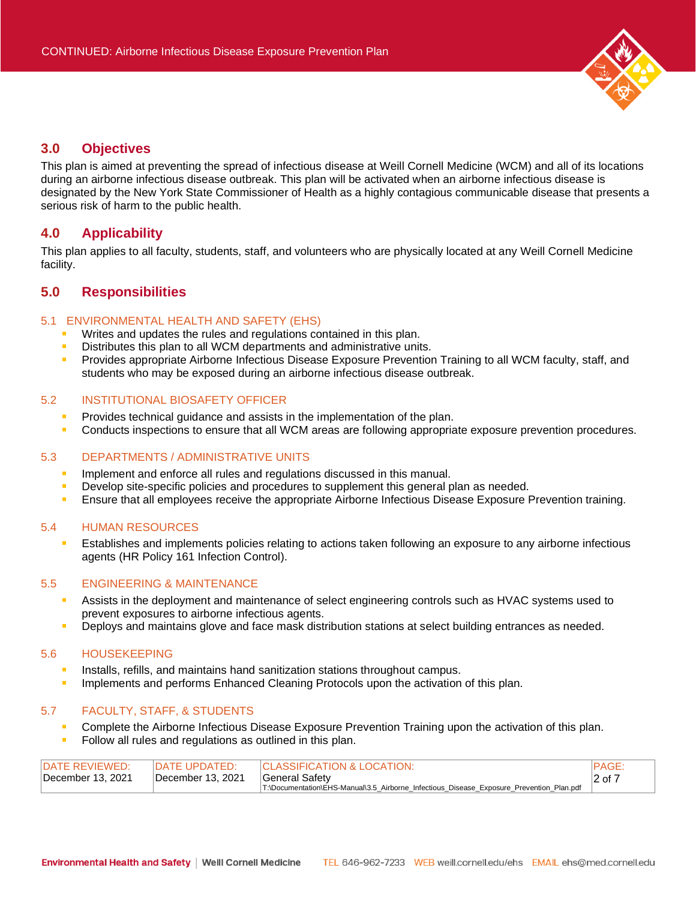## 3.0 Objectives

This plan is aimed at preventing the spread of infectious disease at Weill Cornell Medicine (WCM) and all of its locations during an airborne infectious disease outbreak. This plan will be activated when an airborne infectious disease is designated by the New York State Commissioner of Health as a highly contagious communicable disease that presents a serious risk of harm to the public health.

## 4.0 Applicability

This plan applies to all faculty, students, staff, and volunteers who are physically located at any Weill Cornell Medicine facility.

## 5.0 Responsibilities

### 5.1 ENVIRONMENTAL HEALTH AND SAFETY (EHS)

- Writes and updates the rules and regulations contained in this plan.
- Distributes this plan to all WCM departments and administrative units.
- Provides appropriate Airborne Infectious Disease Exposure Prevention Training to all WCM faculty, staff, and students who may be exposed during an airborne infectious disease outbreak.

### 5.2 INSTITUTIONAL BIOSAFETY OFFICER

- Provides technical guidance and assists in the implementation of the plan.
- Conducts inspections to ensure that all WCM areas are following appropriate exposure prevention procedures.

### 5.3 DEPARTMENTS / ADMINISTRATIVE UNITS

- Implement and enforce all rules and regulations discussed in this manual.
- Develop site-specific policies and procedures to supplement this general plan as needed.
- Ensure that all employees receive the appropriate Airborne Infectious Disease Exposure Prevention training.

### 5.4 HUMAN RESOURCES

- Establishes and implements policies relating to actions taken following an exposure to any airborne infectious agents (HR Policy 161 Infection Control).

### 5.5 ENGINEERING & MAINTENANCE

- Assists in the deployment and maintenance of select engineering controls such as HVAC systems used to prevent exposures to airborne infectious agents.
- Deploys and maintains glove and face mask distribution stations at select building entrances as needed.

### 5.6 HOUSEKEEPING

- Installs, refills, and maintains hand sanitization stations throughout campus.
- Implements and performs Enhanced Cleaning Protocols upon the activation of this plan.

### 5.7 FACULTY, STAFF, & STUDENTS

- Complete the Airborne Infectious Disease Exposure Prevention Training upon the activation of this plan.
- Follow all rules and regulations as outlined in this plan.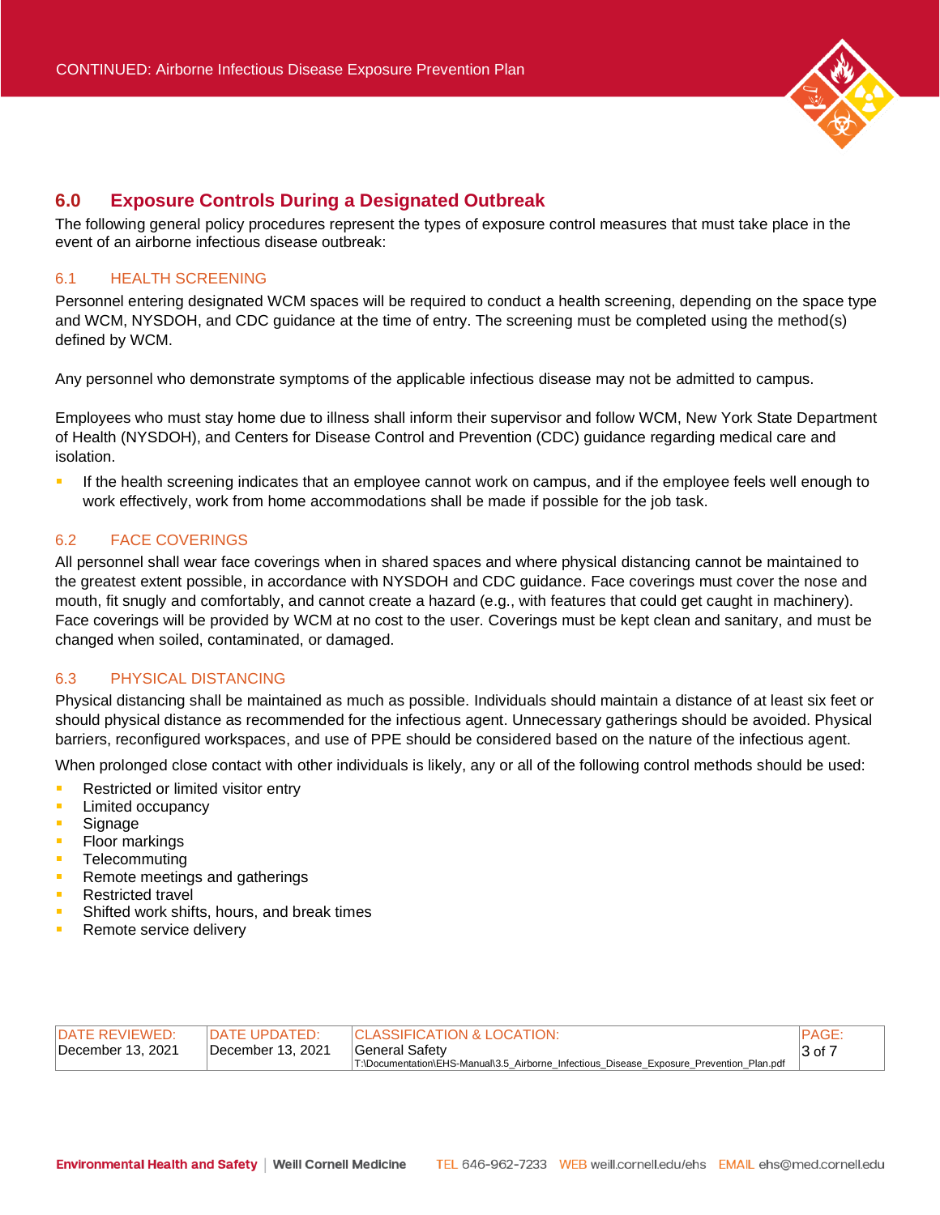## 6.0 Exposure Controls During a Designated Outbreak

The following general policy procedures represent the types of exposure control measures that must take place in the event of an airborne infectious disease outbreak:

### 6.1 HEALTH SCREENING

Personnel entering designated WCM spaces will be required to conduct a health screening, depending on the space type and WCM, NYSDOH, and CDC guidance at the time of entry. The screening must be completed using the method(s) defined by WCM.

Any personnel who demonstrate symptoms of the applicable infectious disease may not be admitted to campus.

Employees who must stay home due to illness shall inform their supervisor and follow WCM, New York State Department of Health (NYSDOH), and Centers for Disease Control and Prevention (CDC) guidance regarding medical care and isolation.

- If the health screening indicates that an employee cannot work on campus, and if the employee feels well enough to work effectively, work from home accommodations shall be made if possible for the job task.

### 6.2 FACE COVERINGS

All personnel shall wear face coverings when in shared spaces and where physical distancing cannot be maintained to the greatest extent possible, in accordance with NYSDOH and CDC guidance. Face coverings must cover the nose and mouth, fit snugly and comfortably, and cannot create a hazard (e.g., with features that could get caught in machinery). Face coverings will be provided by WCM at no cost to the user. Coverings must be kept clean and sanitary, and must be changed when soiled, contaminated, or damaged.

### 6.3 PHYSICAL DISTANCING

Physical distancing shall be maintained as much as possible. Individuals should maintain a distance of at least six feet or should physical distance as recommended for the infectious agent. Unnecessary gatherings should be avoided. Physical barriers, reconfigured workspaces, and use of PPE should be considered based on the nature of the infectious agent.

When prolonged close contact with other individuals is likely, any or all of the following control methods should be used:

- Restricted or limited visitor entry
- Limited occupancy
- Signage
- Floor markings
- Telecommuting
- Remote meetings and gatherings
- Restricted travel
- Shifted work shifts, hours, and break times
- Remote service delivery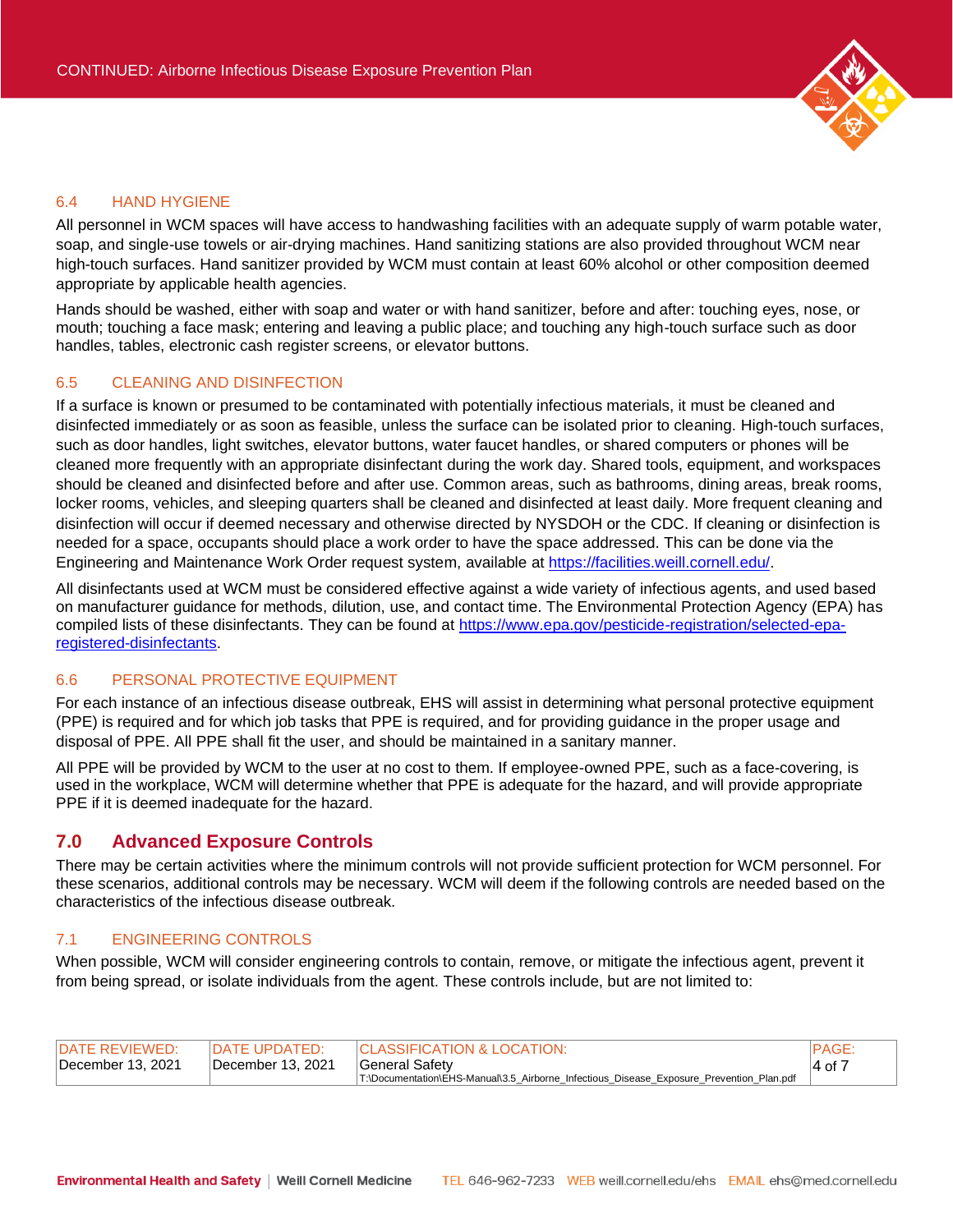### 6.4 HAND HYGIENE

All personnel in WCM spaces will have access to handwashing facilities with an adequate supply of warm potable water, soap, and single-use towels or air-drying machines. Hand sanitizing stations are also provided throughout WCM near high-touch surfaces. Hand sanitizer provided by WCM must contain at least 60% alcohol or other composition deemed appropriate by applicable health agencies.

Hands should be washed, either with soap and water or with hand sanitizer, before and after: touching eyes, nose, or mouth; touching a face mask; entering and leaving a public place; and touching any high-touch surface such as door handles, tables, electronic cash register screens, or elevator buttons.

### 6.5 CLEANING AND DISINFECTION

If a surface is known or presumed to be contaminated with potentially infectious materials, it must be cleaned and disinfected immediately or as soon as feasible, unless the surface can be isolated prior to cleaning. High-touch surfaces, such as door handles, light switches, elevator buttons, water faucet handles, or shared computers or phones will be cleaned more frequently with an appropriate disinfectant during the work day. Shared tools, equipment, and workspaces should be cleaned and disinfected before and after use. Common areas, such as bathrooms, dining areas, break rooms, locker rooms, vehicles, and sleeping quarters shall be cleaned and disinfected at least daily. More frequent cleaning and disinfection will occur if deemed necessary and otherwise directed by NYSDOH or the CDC. If cleaning or disinfection is needed for a space, occupants should place a work order to have the space addressed. This can be done via the Engineering and Maintenance Work Order request system, available at [https://facilities.weill.cornell.edu/](https://facilities.weill.cornell.edu/).

All disinfectants used at WCM must be considered effective against a wide variety of infectious agents, and used based on manufacturer guidance for methods, dilution, use, and contact time. The Environmental Protection Agency (EPA) has compiled lists of these disinfectants. They can be found at [https://www.epa.gov/pesticide-registration/selected-epa-registered-disinfectants](https://www.epa.gov/pesticide-registration/selected-epa-registered-disinfectants).

### 6.6 PERSONAL PROTECTIVE EQUIPMENT

For each instance of an infectious disease outbreak, EHS will assist in determining what personal protective equipment (PPE) is required and for which job tasks that PPE is required, and for providing guidance in the proper usage and disposal of PPE. All PPE shall fit the user, and should be maintained in a sanitary manner.

All PPE will be provided by WCM to the user at no cost to them. If employee-owned PPE, such as a face-covering, is used in the workplace, WCM will determine whether that PPE is adequate for the hazard, and will provide appropriate PPE if it is deemed inadequate for the hazard.

## 7.0 Advanced Exposure Controls

There may be certain activities where the minimum controls will not provide sufficient protection for WCM personnel. For these scenarios, additional controls may be necessary. WCM will deem if the following controls are needed based on the characteristics of the infectious disease outbreak.

### 7.1 ENGINEERING CONTROLS

When possible, WCM will consider engineering controls to contain, remove, or mitigate the infectious agent, prevent it from being spread, or isolate individuals from the agent. These controls include, but are not limited to: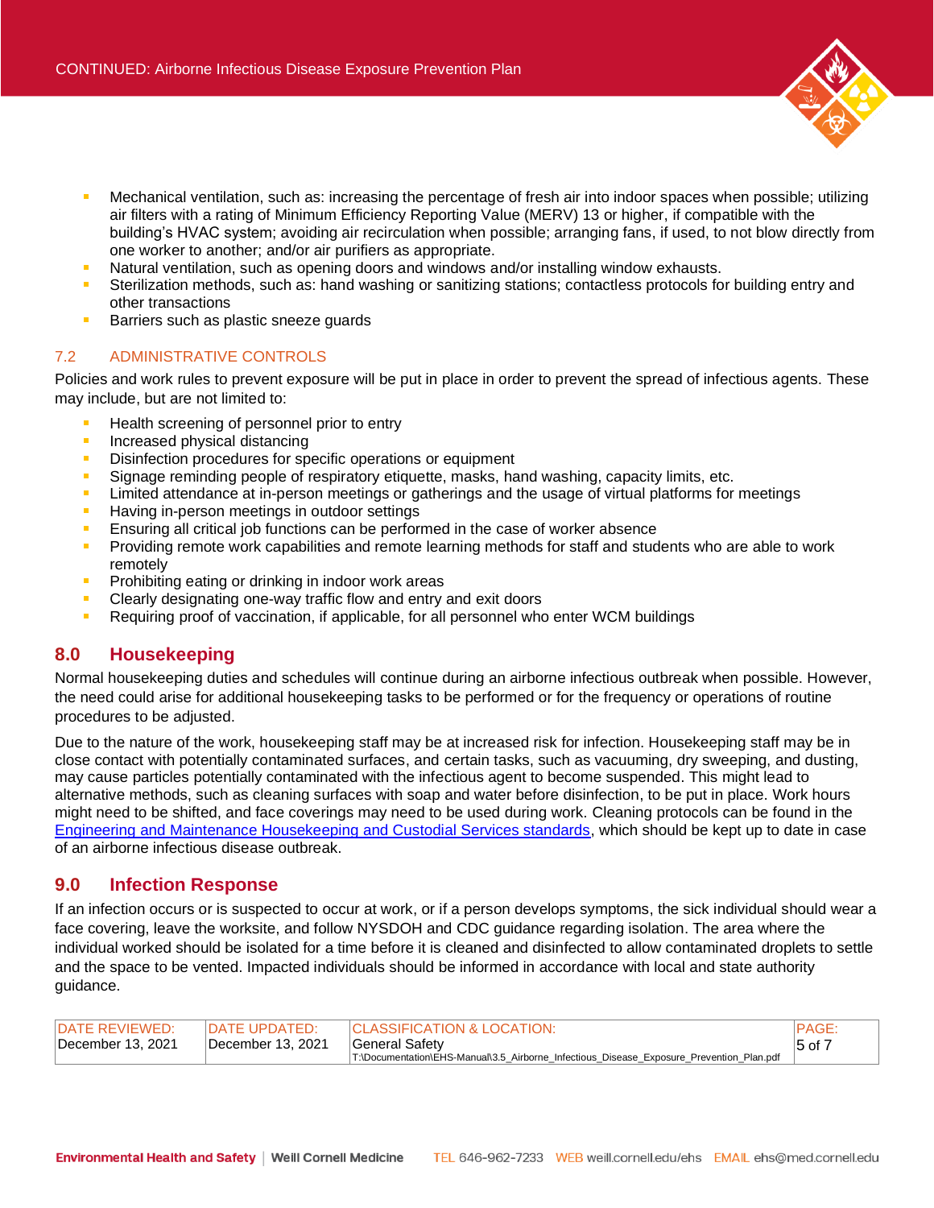- Mechanical ventilation, such as: increasing the percentage of fresh air into indoor spaces when possible; utilizing air filters with a rating of Minimum Efficiency Reporting Value (MERV) 13 or higher, if compatible with the building's HVAC system; avoiding air recirculation when possible; arranging fans, if used, to not blow directly from one worker to another; and/or air purifiers as appropriate.
- Natural ventilation, such as opening doors and windows and/or installing window exhausts.
- Sterilization methods, such as: hand washing or sanitizing stations; contactless protocols for building entry and other transactions
- Barriers such as plastic sneeze guards

### 7.2 ADMINISTRATIVE CONTROLS

Policies and work rules to prevent exposure will be put in place in order to prevent the spread of infectious agents. These may include, but are not limited to:

- Health screening of personnel prior to entry
- Increased physical distancing
- Disinfection procedures for specific operations or equipment
- Signage reminding people of respiratory etiquette, masks, hand washing, capacity limits, etc.
- Limited attendance at in-person meetings or gatherings and the usage of virtual platforms for meetings
- Having in-person meetings in outdoor settings
- Ensuring all critical job functions can be performed in the case of worker absence
- Providing remote work capabilities and remote learning methods for staff and students who are able to work remotely
- Prohibiting eating or drinking in indoor work areas
- Clearly designating one-way traffic flow and entry and exit doors
- Requiring proof of vaccination, if applicable, for all personnel who enter WCM buildings

## 8.0 Housekeeping

Normal housekeeping duties and schedules will continue during an airborne infectious outbreak when possible. However, the need could arise for additional housekeeping tasks to be performed or for the frequency or operations of routine procedures to be adjusted.

Due to the nature of the work, housekeeping staff may be at increased risk for infection. Housekeeping staff may be in close contact with potentially contaminated surfaces, and certain tasks, such as vacuuming, dry sweeping, and dusting, may cause particles potentially contaminated with the infectious agent to become suspended. This might lead to alternative methods, such as cleaning surfaces with soap and water before disinfection, to be put in place. Work hours might need to be shifted, and face coverings may need to be used during work. Cleaning protocols can be found in the Engineering and Maintenance Housekeeping and Custodial Services standards, which should be kept up to date in case of an airborne infectious disease outbreak.

## 9.0 Infection Response

If an infection occurs or is suspected to occur at work, or if a person develops symptoms, the sick individual should wear a face covering, leave the worksite, and follow NYSDOH and CDC guidance regarding isolation. The area where the individual worked should be isolated for a time before it is cleaned and disinfected to allow contaminated droplets to settle and the space to be vented. Impacted individuals should be informed in accordance with local and state authority guidance.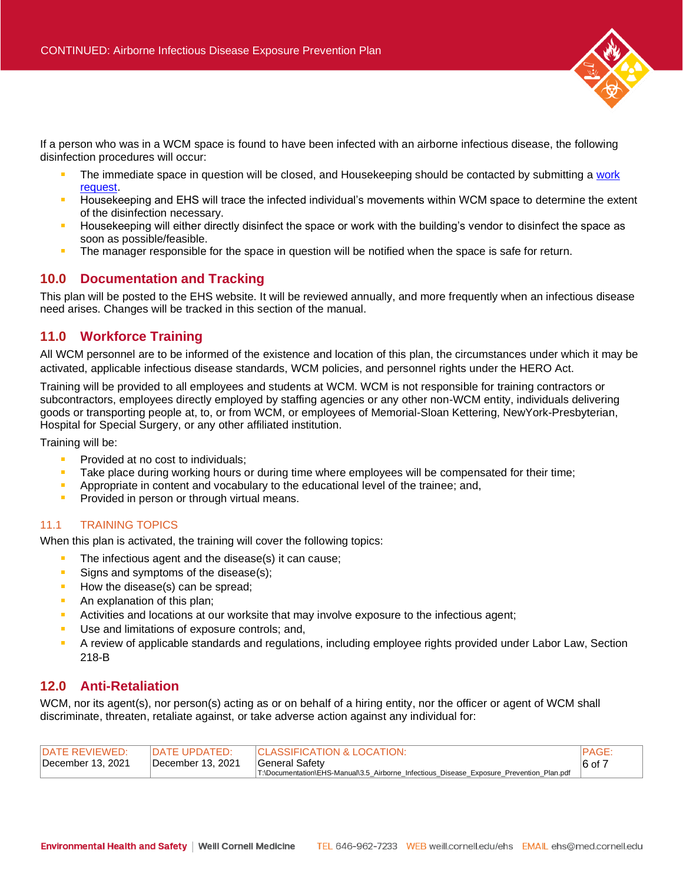If a person who was in a WCM space is found to have been infected with an airborne infectious disease, the following disinfection procedures will occur:

- The immediate space in question will be closed, and Housekeeping should be contacted by submitting a work request.
- Housekeeping and EHS will trace the infected individual's movements within WCM space to determine the extent of the disinfection necessary.
- Housekeeping will either directly disinfect the space or work with the building's vendor to disinfect the space as soon as possible/feasible.
- The manager responsible for the space in question will be notified when the space is safe for return.

## 10.0 Documentation and Tracking

This plan will be posted to the EHS website. It will be reviewed annually, and more frequently when an infectious disease need arises. Changes will be tracked in this section of the manual.

## 11.0 Workforce Training

All WCM personnel are to be informed of the existence and location of this plan, the circumstances under which it may be activated, applicable infectious disease standards, WCM policies, and personnel rights under the HERO Act.

Training will be provided to all employees and students at WCM. WCM is not responsible for training contractors or subcontractors, employees directly employed by staffing agencies or any other non-WCM entity, individuals delivering goods or transporting people at, to, or from WCM, or employees of Memorial-Sloan Kettering, NewYork-Presbyterian, Hospital for Special Surgery, or any other affiliated institution.

Training will be:

- Provided at no cost to individuals;
- Take place during working hours or during time where employees will be compensated for their time;
- Appropriate in content and vocabulary to the educational level of the trainee; and,
- Provided in person or through virtual means.

### 11.1 TRAINING TOPICS

When this plan is activated, the training will cover the following topics:

- The infectious agent and the disease(s) it can cause;
- Signs and symptoms of the disease(s);
- How the disease(s) can be spread;
- An explanation of this plan;
- Activities and locations at our worksite that may involve exposure to the infectious agent;
- Use and limitations of exposure controls; and,
- A review of applicable standards and regulations, including employee rights provided under Labor Law, Section 218-B

## 12.0 Anti-Retaliation

WCM, nor its agent(s), nor person(s) acting as or on behalf of a hiring entity, nor the officer or agent of WCM shall discriminate, threaten, retaliate against, or take adverse action against any individual for: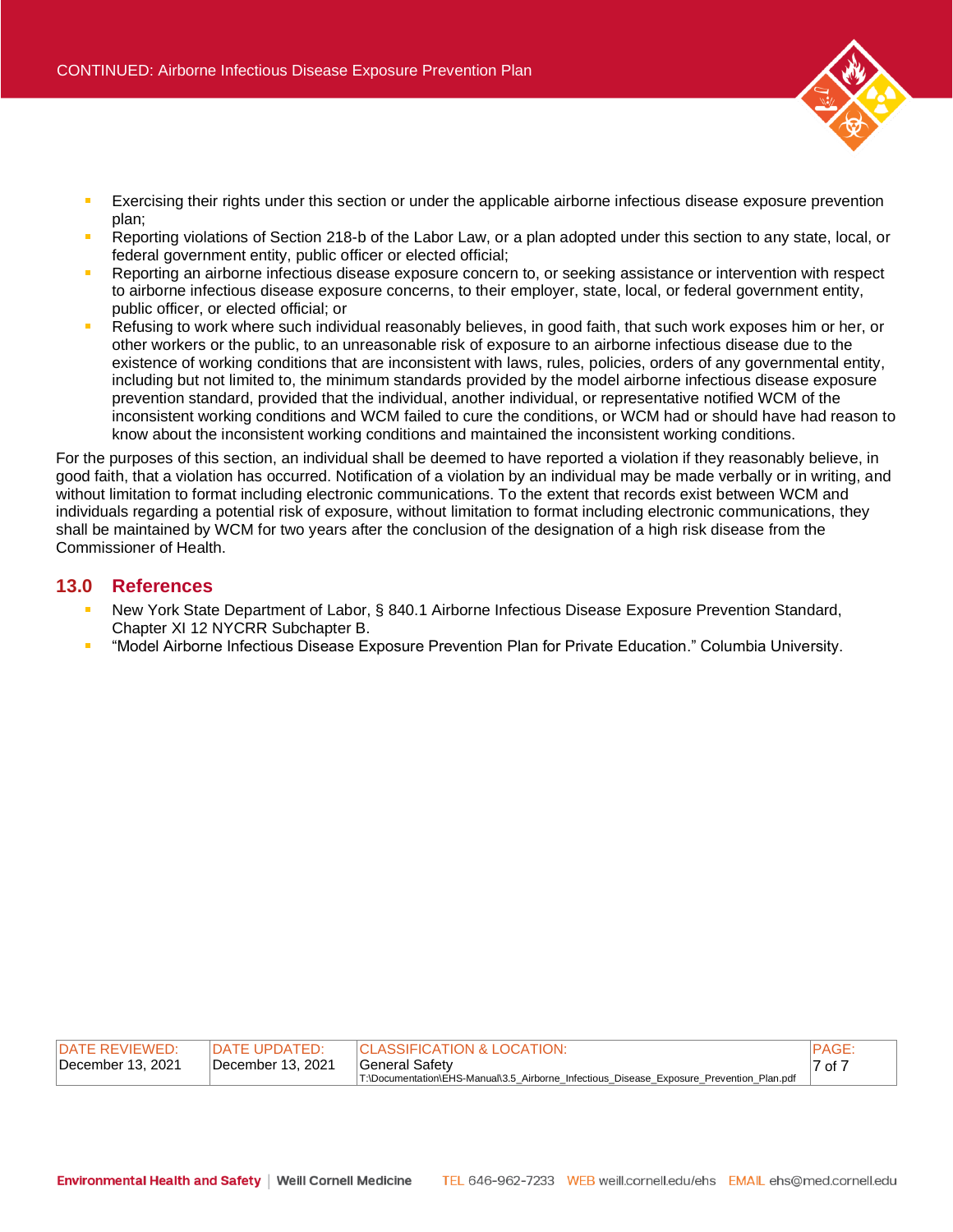- Exercising their rights under this section or under the applicable airborne infectious disease exposure prevention plan;
- Reporting violations of Section 218-b of the Labor Law, or a plan adopted under this section to any state, local, or federal government entity, public officer or elected official;
- Reporting an airborne infectious disease exposure concern to, or seeking assistance or intervention with respect to airborne infectious disease exposure concerns, to their employer, state, local, or federal government entity, public officer, or elected official; or
- Refusing to work where such individual reasonably believes, in good faith, that such work exposes him or her, or other workers or the public, to an unreasonable risk of exposure to an airborne infectious disease due to the existence of working conditions that are inconsistent with laws, rules, policies, orders of any governmental entity, including but not limited to, the minimum standards provided by the model airborne infectious disease exposure prevention standard, provided that the individual, another individual, or representative notified WCM of the inconsistent working conditions and WCM failed to cure the conditions, or WCM had or should have had reason to know about the inconsistent working conditions and maintained the inconsistent working conditions.

For the purposes of this section, an individual shall be deemed to have reported a violation if they reasonably believe, in good faith, that a violation has occurred. Notification of a violation by an individual may be made verbally or in writing, and without limitation to format including electronic communications. To the extent that records exist between WCM and individuals regarding a potential risk of exposure, without limitation to format including electronic communications, they shall be maintained by WCM for two years after the conclusion of the designation of a high risk disease from the Commissioner of Health.

## 13.0 References

- New York State Department of Labor, § 840.1 Airborne Infectious Disease Exposure Prevention Standard, Chapter XI 12 NYCRR Subchapter B.
- "Model Airborne Infectious Disease Exposure Prevention Plan for Private Education." Columbia University.

| DATE REVIEWED: | DATE UPDATED: | CLASSIFICATION & LOCATION: | PAGE: |
|---|---|---|---|
| December 13, 2021 | December 13, 2021 | General Safety<br>T:\Documentation\EHS-Manual\3.5_Airborne_Infectious_Disease_Exposure_Prevention_Plan.pdf | 7 of 7 |